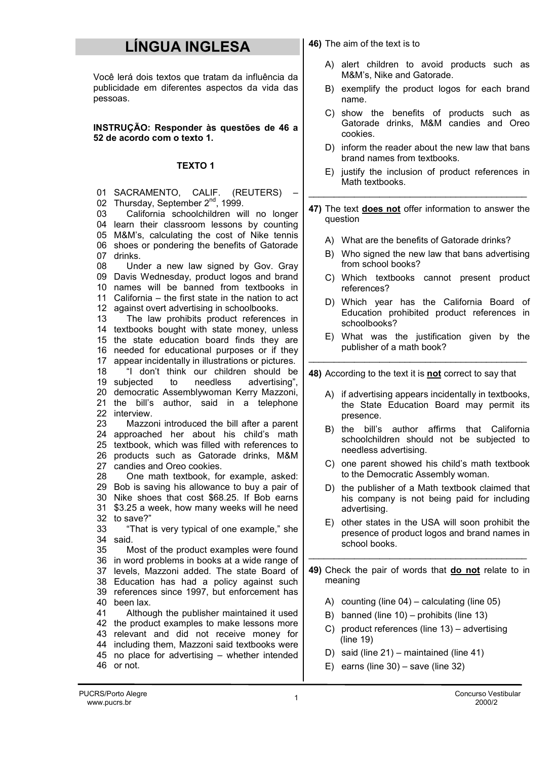# LÍNGUA INGLESA

Você lerá dois textos que tratam da influência da publicidade em diferentes aspectos da vida das pessoas.

**INSTRUÇÃO: Responder às questões de 46 a 52 de acordo com o texto 1.**

### TEXTO 1

01 SACRAMENTO, CALIF. (REUTERS) –
02 Thursday, September 2nd, 1999.
03 California schoolchildren will no longer
04 learn their classroom lessons by counting
05 M&M's, calculating the cost of Nike tennis
06 shoes or pondering the benefits of Gatorade
07 drinks.
08 Under a new law signed by Gov. Gray
09 Davis Wednesday, product logos and brand
10 names will be banned from textbooks in
11 California – the first state in the nation to act
12 against overt advertising in schoolbooks.
13 The law prohibits product references in
14 textbooks bought with state money, unless
15 the state education board finds they are
16 needed for educational purposes or if they
17 appear incidentally in illustrations or pictures.
18 "I don't think our children should be
19 subjected to needless advertising",
20 democratic Assemblywoman Kerry Mazzoni,
21 the bill's author, said in a telephone
22 interview.
23 Mazzoni introduced the bill after a parent
24 approached her about his child's math
25 textbook, which was filled with references to
26 products such as Gatorade drinks, M&M
27 candies and Oreo cookies.
28 One math textbook, for example, asked:
29 Bob is saving his allowance to buy a pair of
30 Nike shoes that cost $68.25. If Bob earns
31 $3.25 a week, how many weeks will he need
32 to save?"
33 "That is very typical of one example," she
34 said.
35 Most of the product examples were found
36 in word problems in books at a wide range of
37 levels, Mazzoni added. The state Board of
38 Education has had a policy against such
39 references since 1997, but enforcement has
40 been lax.
41 Although the publisher maintained it used
42 the product examples to make lessons more
43 relevant and did not receive money for
44 including them, Mazzoni said textbooks were
45 no place for advertising – whether intended
46 or not.

**46)** The aim of the text is to

A) alert children to avoid products such as M&M's, Nike and Gatorade.

B) exemplify the product logos for each brand name.

C) show the benefits of products such as Gatorade drinks, M&M candies and Oreo cookies.

D) inform the reader about the new law that bans brand names from textbooks.

E) justify the inclusion of product references in Math textbooks.

---

**47)** The text **does not** offer information to answer the question

A) What are the benefits of Gatorade drinks?

B) Who signed the new law that bans advertising from school books?

C) Which textbooks cannot present product references?

D) Which year has the California Board of Education prohibited product references in schoolbooks?

E) What was the justification given by the publisher of a math book?

---

**48)** According to the text it is **not** correct to say that

A) if advertising appears incidentally in textbooks, the State Education Board may permit its presence.

B) the bill's author affirms that California schoolchildren should not be subjected to needless advertising.

C) one parent showed his child's math textbook to the Democratic Assembly woman.

D) the publisher of a Math textbook claimed that his company is not being paid for including advertising.

E) other states in the USA will soon prohibit the presence of product logos and brand names in school books.

---

**49)** Check the pair of words that **do not** relate to in meaning

A) counting (line 04) – calculating (line 05)

B) banned (line 10) – prohibits (line 13)

C) product references (line 13) – advertising (line 19)

D) said (line 21) – maintained (line 41)

E) earns (line 30) – save (line 32)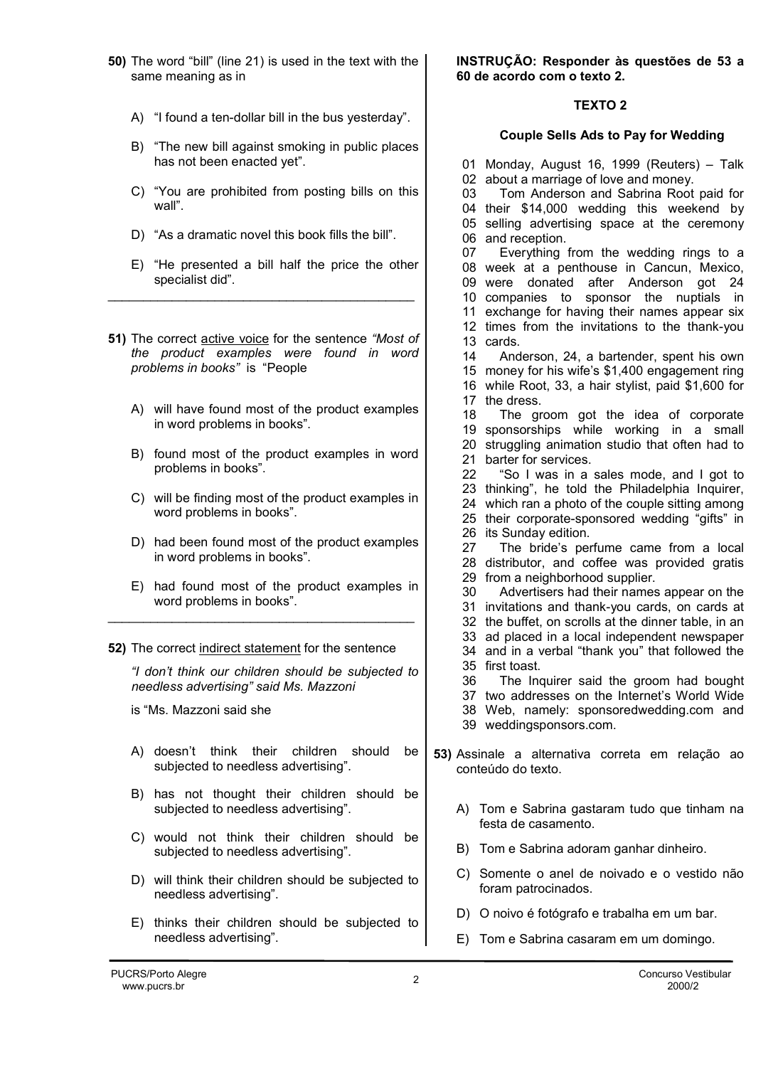**50)** The word "bill" (line 21) is used in the text with the same meaning as in

A) "I found a ten-dollar bill in the bus yesterday".

B) "The new bill against smoking in public places has not been enacted yet".

C) "You are prohibited from posting bills on this wall".

D) "As a dramatic novel this book fills the bill".

E) "He presented a bill half the price the other specialist did".

---

**51)** The correct active voice for the sentence *"Most of the product examples were found in word problems in books"* is "People

A) will have found most of the product examples in word problems in books".

B) found most of the product examples in word problems in books".

C) will be finding most of the product examples in word problems in books".

D) had been found most of the product examples in word problems in books".

E) had found most of the product examples in word problems in books".

---

**52)** The correct indirect statement for the sentence

*"I don't think our children should be subjected to needless advertising" said Ms. Mazzoni*

is "Ms. Mazzoni said she

A) doesn't think their children should be subjected to needless advertising".

B) has not thought their children should be subjected to needless advertising".

C) would not think their children should be subjected to needless advertising".

D) will think their children should be subjected to needless advertising".

E) thinks their children should be subjected to needless advertising".

**INSTRUÇÃO: Responder às questões de 53 a 60 de acordo com o texto 2.**

**TEXTO 2**

**Couple Sells Ads to Pay for Wedding**

01 Monday, August 16, 1999 (Reuters) – Talk
02 about a marriage of love and money.
03 Tom Anderson and Sabrina Root paid for
04 their $14,000 wedding this weekend by
05 selling advertising space at the ceremony
06 and reception.
07 Everything from the wedding rings to a
08 week at a penthouse in Cancun, Mexico,
09 were donated after Anderson got 24
10 companies to sponsor the nuptials in
11 exchange for having their names appear six
12 times from the invitations to the thank-you
13 cards.
14 Anderson, 24, a bartender, spent his own
15 money for his wife's $1,400 engagement ring
16 while Root, 33, a hair stylist, paid $1,600 for
17 the dress.
18 The groom got the idea of corporate
19 sponsorships while working in a small
20 struggling animation studio that often had to
21 barter for services.
22 "So I was in a sales mode, and I got to
23 thinking", he told the Philadelphia Inquirer,
24 which ran a photo of the couple sitting among
25 their corporate-sponsored wedding "gifts" in
26 its Sunday edition.
27 The bride's perfume came from a local
28 distributor, and coffee was provided gratis
29 from a neighborhood supplier.
30 Advertisers had their names appear on the
31 invitations and thank-you cards, on cards at
32 the buffet, on scrolls at the dinner table, in an
33 ad placed in a local independent newspaper
34 and in a verbal "thank you" that followed the
35 first toast.
36 The Inquirer said the groom had bought
37 two addresses on the Internet's World Wide
38 Web, namely: sponsoredwedding.com and
39 weddingsponsors.com.

**53)** Assinale a alternativa correta em relação ao conteúdo do texto.

A) Tom e Sabrina gastaram tudo que tinham na festa de casamento.

B) Tom e Sabrina adoram ganhar dinheiro.

C) Somente o anel de noivado e o vestido não foram patrocinados.

D) O noivo é fotógrafo e trabalha em um bar.

E) Tom e Sabrina casaram em um domingo.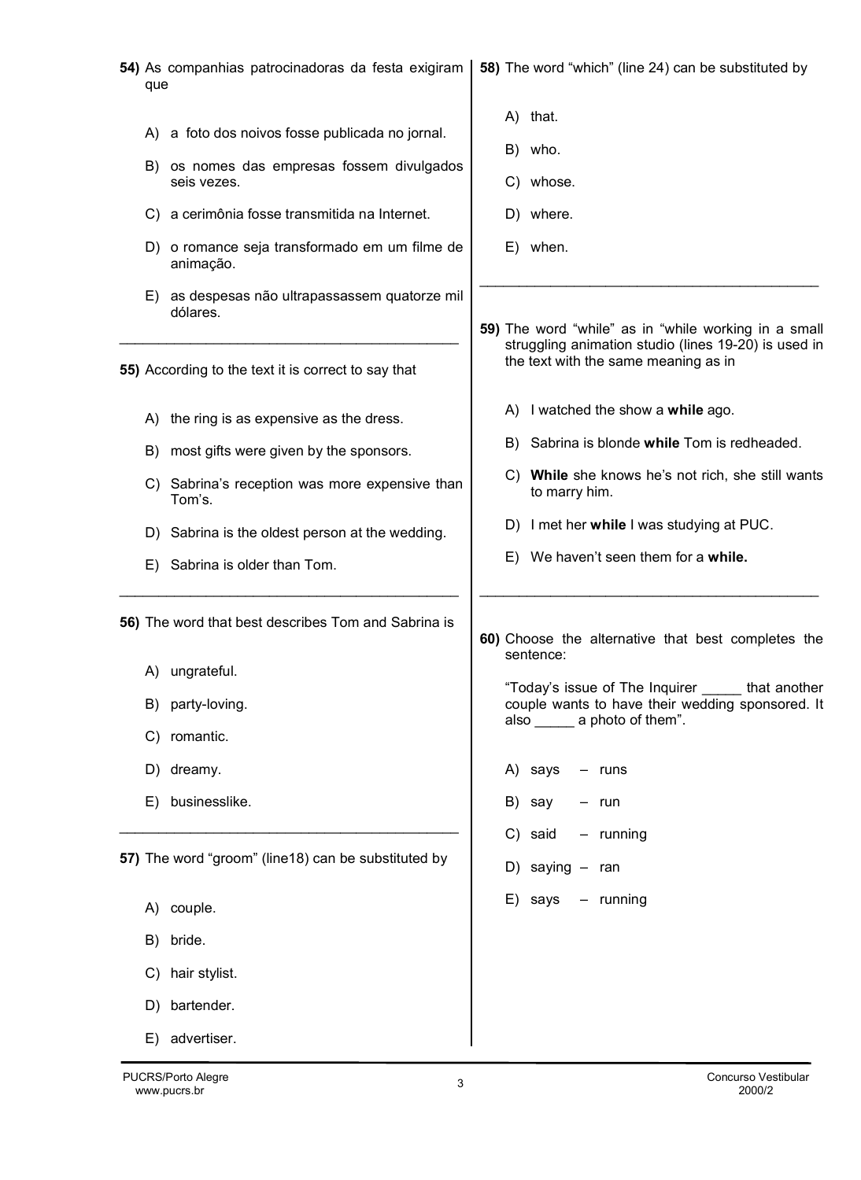**54)** As companhias patrocinadoras da festa exigiram que

A) a foto dos noivos fosse publicada no jornal.

B) os nomes das empresas fossem divulgados seis vezes.

C) a cerimônia fosse transmitida na Internet.

D) o romance seja transformado em um filme de animação.

E) as despesas não ultrapassassem quatorze mil dólares.

---

**55)** According to the text it is correct to say that

A) the ring is as expensive as the dress.

B) most gifts were given by the sponsors.

C) Sabrina's reception was more expensive than Tom's.

D) Sabrina is the oldest person at the wedding.

E) Sabrina is older than Tom.

---

**56)** The word that best describes Tom and Sabrina is

A) ungrateful.

B) party-loving.

C) romantic.

D) dreamy.

E) businesslike.

---

**57)** The word "groom" (line18) can be substituted by

A) couple.

B) bride.

C) hair stylist.

D) bartender.

E) advertiser.

---

**58)** The word "which" (line 24) can be substituted by

A) that.

B) who.

C) whose.

D) where.

E) when.

---

**59)** The word "while" as in "while working in a small struggling animation studio (lines 19-20) is used in the text with the same meaning as in

A) I watched the show a **while** ago.

B) Sabrina is blonde **while** Tom is redheaded.

C) **While** she knows he's not rich, she still wants to marry him.

D) I met her **while** I was studying at PUC.

E) We haven't seen them for a **while.**

---

**60)** Choose the alternative that best completes the sentence:

"Today's issue of The Inquirer _____ that another couple wants to have their wedding sponsored. It also _____ a photo of them".

A) says – runs

B) say – run

C) said – running

D) saying – ran

E) says – running